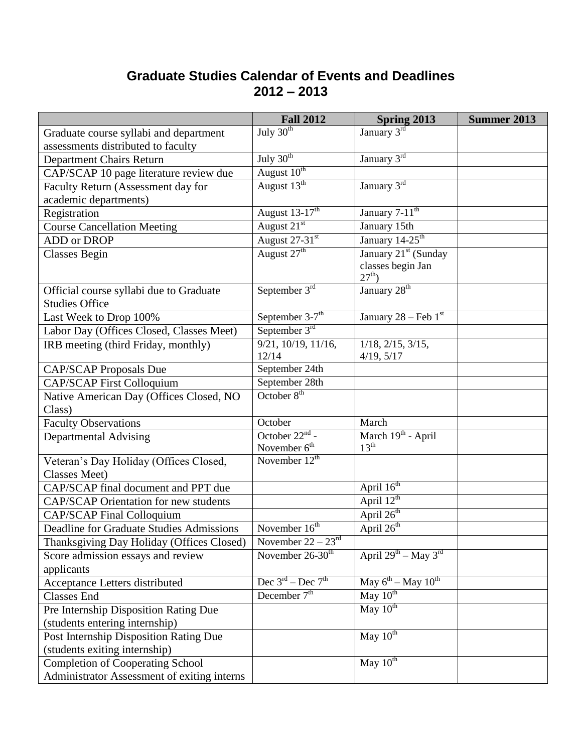# Graduate Studies Calendar of Events and Deadlines
## 2012 – 2013

| | Fall 2012 | Spring 2013 | Summer 2013 |
|---|---|---|---|
| Graduate course syllabi and department assessments distributed to faculty | July 30th | January 3rd | |
| Department Chairs Return | July 30th | January 3rd | |
| CAP/SCAP 10 page literature review due | August 10th | | |
| Faculty Return (Assessment day for academic departments) | August 13th | January 3rd | |
| Registration | August 13-17th | January 7-11th | |
| Course Cancellation Meeting | August 21st | January 15th | |
| ADD or DROP | August 27-31st | January 14-25th | |
| Classes Begin | August 27th | January 21st (Sunday classes begin Jan 27th) | |
| Official course syllabi due to Graduate Studies Office | September 3rd | January 28th | |
| Last Week to Drop 100% | September 3-7th | January 28 – Feb 1st | |
| Labor Day (Offices Closed, Classes Meet) | September 3rd | | |
| IRB meeting (third Friday, monthly) | 9/21, 10/19, 11/16, 12/14 | 1/18, 2/15, 3/15, 4/19, 5/17 | |
| CAP/SCAP Proposals Due | September 24th | | |
| CAP/SCAP First Colloquium | September 28th | | |
| Native American Day (Offices Closed, NO Class) | October 8th | | |
| Faculty Observations | October | March | |
| Departmental Advising | October 22nd - November 6th | March 19th - April 13th | |
| Veteran's Day Holiday (Offices Closed, Classes Meet) | November 12th | | |
| CAP/SCAP final document and PPT due | | April 16th | |
| CAP/SCAP Orientation for new students | | April 12th | |
| CAP/SCAP Final Colloquium | | April 26th | |
| Deadline for Graduate Studies Admissions | November 16th | April 26th | |
| Thanksgiving Day Holiday (Offices Closed) | November 22 – 23rd | | |
| Score admission essays and review applicants | November 26-30th | April 29th – May 3rd | |
| Acceptance Letters distributed | Dec 3rd – Dec 7th | May 6th – May 10th | |
| Classes End | December 7th | May 10th | |
| Pre Internship Disposition Rating Due (students entering internship) | | May 10th | |
| Post Internship Disposition Rating Due (students exiting internship) | | May 10th | |
| Completion of Cooperating School Administrator Assessment of exiting interns | | May 10th | |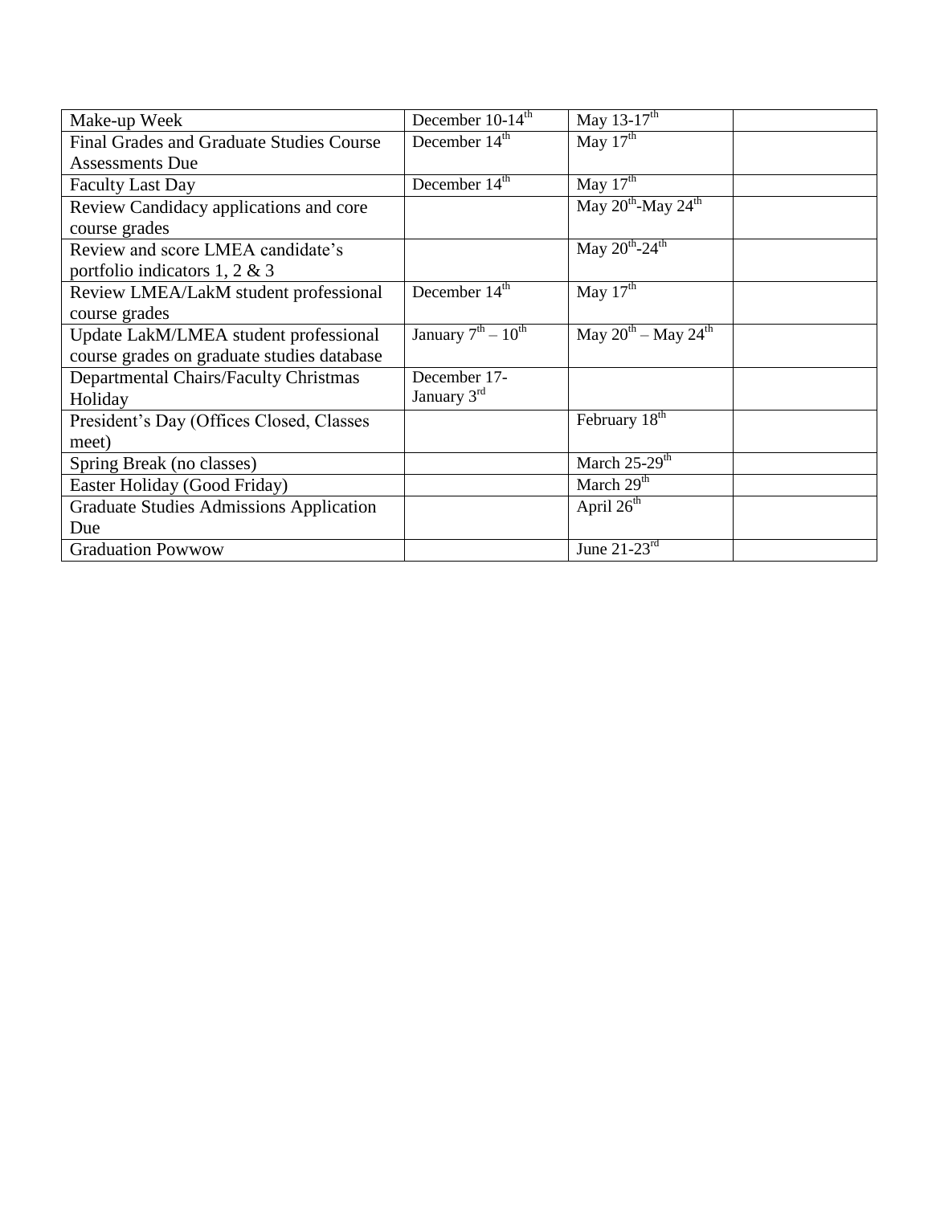| | | | |
|---|---|---|---|
| Make-up Week | December 10-14th | May 13-17th | |
| Final Grades and Graduate Studies Course Assessments Due | December 14th | May 17th | |
| Faculty Last Day | December 14th | May 17th | |
| Review Candidacy applications and core course grades | | May 20th-May 24th | |
| Review and score LMEA candidate's portfolio indicators 1, 2 & 3 | | May 20th-24th | |
| Review LMEA/LakM student professional course grades | December 14th | May 17th | |
| Update LakM/LMEA student professional course grades on graduate studies database | January 7th – 10th | May 20th – May 24th | |
| Departmental Chairs/Faculty Christmas Holiday | December 17-January 3rd | | |
| President's Day (Offices Closed, Classes meet) | | February 18th | |
| Spring Break (no classes) | | March 25-29th | |
| Easter Holiday (Good Friday) | | March 29th | |
| Graduate Studies Admissions Application Due | | April 26th | |
| Graduation Powwow | | June 21-23rd | |